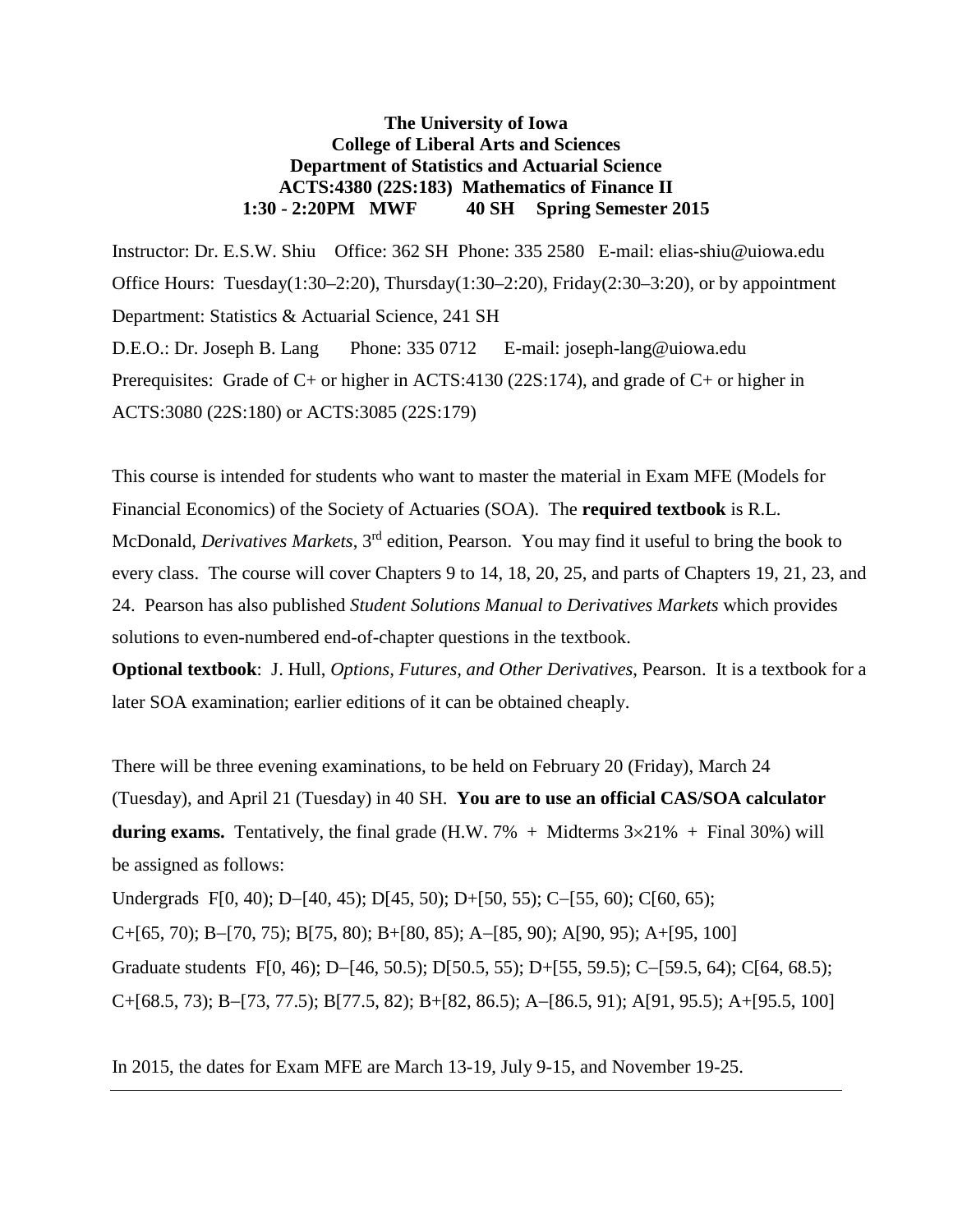**The University of Iowa**
**College of Liberal Arts and Sciences**
**Department of Statistics and Actuarial Science**
**ACTS:4380 (22S:183) Mathematics of Finance II**
**1:30 - 2:20PM MWF 40 SH Spring Semester 2015**

Instructor: Dr. E.S.W. Shiu Office: 362 SH Phone: 335 2580 E-mail: elias-shiu@uiowa.edu

Office Hours: Tuesday(1:30–2:20), Thursday(1:30–2:20), Friday(2:30–3:20), or by appointment

Department: Statistics & Actuarial Science, 241 SH

D.E.O.: Dr. Joseph B. Lang Phone: 335 0712 E-mail: joseph-lang@uiowa.edu

Prerequisites: Grade of C+ or higher in ACTS:4130 (22S:174), and grade of C+ or higher in ACTS:3080 (22S:180) or ACTS:3085 (22S:179)

This course is intended for students who want to master the material in Exam MFE (Models for Financial Economics) of the Society of Actuaries (SOA). The **required textbook** is R.L. McDonald, *Derivatives Markets*, 3rd edition, Pearson. You may find it useful to bring the book to every class. The course will cover Chapters 9 to 14, 18, 20, 25, and parts of Chapters 19, 21, 23, and 24. Pearson has also published *Student Solutions Manual to Derivatives Markets* which provides solutions to even-numbered end-of-chapter questions in the textbook.

**Optional textbook**: J. Hull, *Options, Futures, and Other Derivatives*, Pearson. It is a textbook for a later SOA examination; earlier editions of it can be obtained cheaply.

There will be three evening examinations, to be held on February 20 (Friday), March 24 (Tuesday), and April 21 (Tuesday) in 40 SH. **You are to use an official CAS/SOA calculator during exams.** Tentatively, the final grade (H.W. 7% + Midterms 3×21% + Final 30%) will be assigned as follows:

Undergrads F[0, 40); D−[40, 45); D[45, 50); D+[50, 55); C−[55, 60); C[60, 65); C+[65, 70); B−[70, 75); B[75, 80); B+[80, 85); A−[85, 90); A[90, 95); A+[95, 100]

Graduate students F[0, 46); D−[46, 50.5); D[50.5, 55); D+[55, 59.5); C−[59.5, 64); C[64, 68.5); C+[68.5, 73); B−[73, 77.5); B[77.5, 82); B+[82, 86.5); A−[86.5, 91); A[91, 95.5); A+[95.5, 100]

In 2015, the dates for Exam MFE are March 13-19, July 9-15, and November 19-25.

---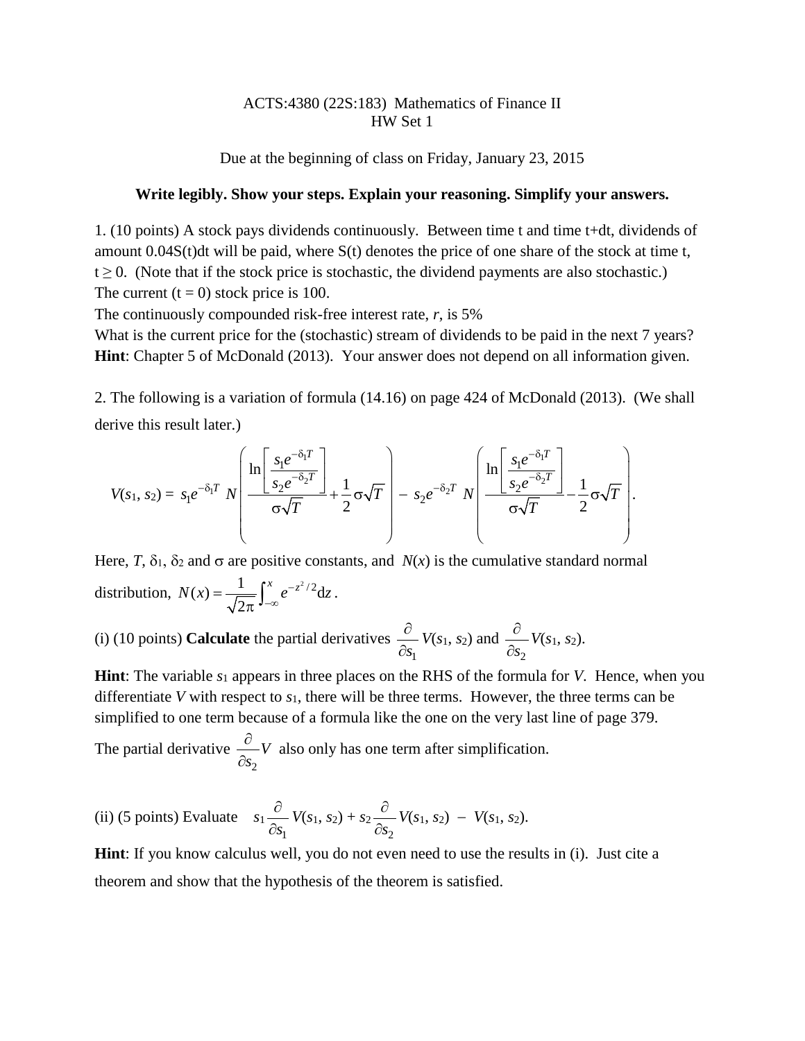ACTS:4380 (22S:183) Mathematics of Finance II
HW Set 1

Due at the beginning of class on Friday, January 23, 2015

**Write legibly. Show your steps. Explain your reasoning. Simplify your answers.**

1. (10 points) A stock pays dividends continuously. Between time t and time t+dt, dividends of amount $0.04S(t)dt$ will be paid, where $S(t)$ denotes the price of one share of the stock at time t, $t \geq 0$. (Note that if the stock price is stochastic, the dividend payments are also stochastic.)
The current ($t = 0$) stock price is 100.
The continuously compounded risk-free interest rate, $r$, is 5%
What is the current price for the (stochastic) stream of dividends to be paid in the next 7 years?
**Hint**: Chapter 5 of McDonald (2013). Your answer does not depend on all information given.

2. The following is a variation of formula (14.16) on page 424 of McDonald (2013). (We shall derive this result later.)

$$V(s_1, s_2) = s_1 e^{-\delta_1 T} N\left( \frac{\ln\left[\dfrac{s_1 e^{-\delta_1 T}}{s_2 e^{-\delta_2 T}}\right]}{\sigma\sqrt{T}} + \frac{1}{2}\sigma\sqrt{T} \right) - s_2 e^{-\delta_2 T} N\left( \frac{\ln\left[\dfrac{s_1 e^{-\delta_1 T}}{s_2 e^{-\delta_2 T}}\right]}{\sigma\sqrt{T}} - \frac{1}{2}\sigma\sqrt{T} \right).$$

Here, $T$, $\delta_1$, $\delta_2$ and $\sigma$ are positive constants, and $N(x)$ is the cumulative standard normal distribution, $N(x) = \frac{1}{\sqrt{2\pi}} \int_{-\infty}^{x} e^{-z^2/2} \mathrm{d}z$.

(i) (10 points) **Calculate** the partial derivatives $\frac{\partial}{\partial s_1} V(s_1, s_2)$ and $\frac{\partial}{\partial s_2} V(s_1, s_2)$.

**Hint**: The variable $s_1$ appears in three places on the RHS of the formula for $V$. Hence, when you differentiate $V$ with respect to $s_1$, there will be three terms. However, the three terms can be simplified to one term because of a formula like the one on the very last line of page 379.

The partial derivative $\frac{\partial}{\partial s_2} V$ also only has one term after simplification.

(ii) (5 points) Evaluate $s_1 \frac{\partial}{\partial s_1} V(s_1, s_2) + s_2 \frac{\partial}{\partial s_2} V(s_1, s_2) - V(s_1, s_2)$.

**Hint**: If you know calculus well, you do not even need to use the results in (i). Just cite a theorem and show that the hypothesis of the theorem is satisfied.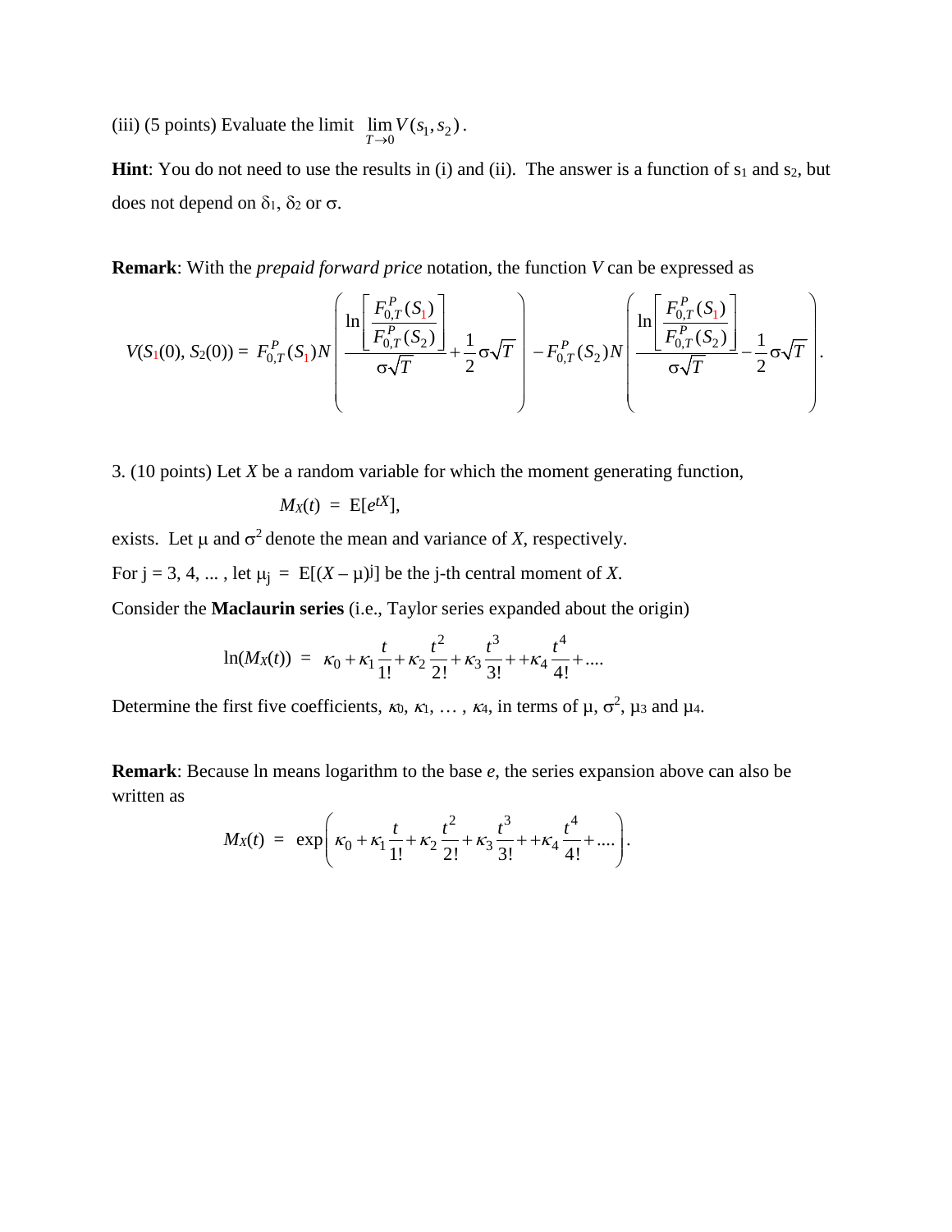(iii) (5 points) Evaluate the limit $\lim_{T \to 0} V(s_1, s_2)$.

**Hint**: You do not need to use the results in (i) and (ii). The answer is a function of $s_1$ and $s_2$, but does not depend on $\delta_1$, $\delta_2$ or $\sigma$.

**Remark**: With the *prepaid forward price* notation, the function *V* can be expressed as

$$V(S_1(0), S_2(0)) = F_{0,T}^P(S_1) N\left( \frac{\ln\left[\frac{F_{0,T}^P(S_1)}{F_{0,T}^P(S_2)}\right]}{\sigma\sqrt{T}} + \frac{1}{2}\sigma\sqrt{T} \right) - F_{0,T}^P(S_2) N\left( \frac{\ln\left[\frac{F_{0,T}^P(S_1)}{F_{0,T}^P(S_2)}\right]}{\sigma\sqrt{T}} - \frac{1}{2}\sigma\sqrt{T} \right).$$

3. (10 points) Let *X* be a random variable for which the moment generating function,

$$M_X(t) = \mathrm{E}[e^{tX}],$$

exists. Let $\mu$ and $\sigma^2$ denote the mean and variance of *X*, respectively.

For j = 3, 4, ... , let $\mu_j = \mathrm{E}[(X - \mu)^j]$ be the j-th central moment of *X*.

Consider the **Maclaurin series** (i.e., Taylor series expanded about the origin)

$$\ln(M_X(t)) = \kappa_0 + \kappa_1 \frac{t}{1!} + \kappa_2 \frac{t^2}{2!} + \kappa_3 \frac{t^3}{3!} + + \kappa_4 \frac{t^4}{4!} + \ldots.$$

Determine the first five coefficients, $\kappa_0$, $\kappa_1$, … , $\kappa_4$, in terms of $\mu$, $\sigma^2$, $\mu_3$ and $\mu_4$.

**Remark**: Because ln means logarithm to the base *e*, the series expansion above can also be written as

$$M_X(t) = \exp\left( \kappa_0 + \kappa_1 \frac{t}{1!} + \kappa_2 \frac{t^2}{2!} + \kappa_3 \frac{t^3}{3!} + + \kappa_4 \frac{t^4}{4!} + \ldots \right).$$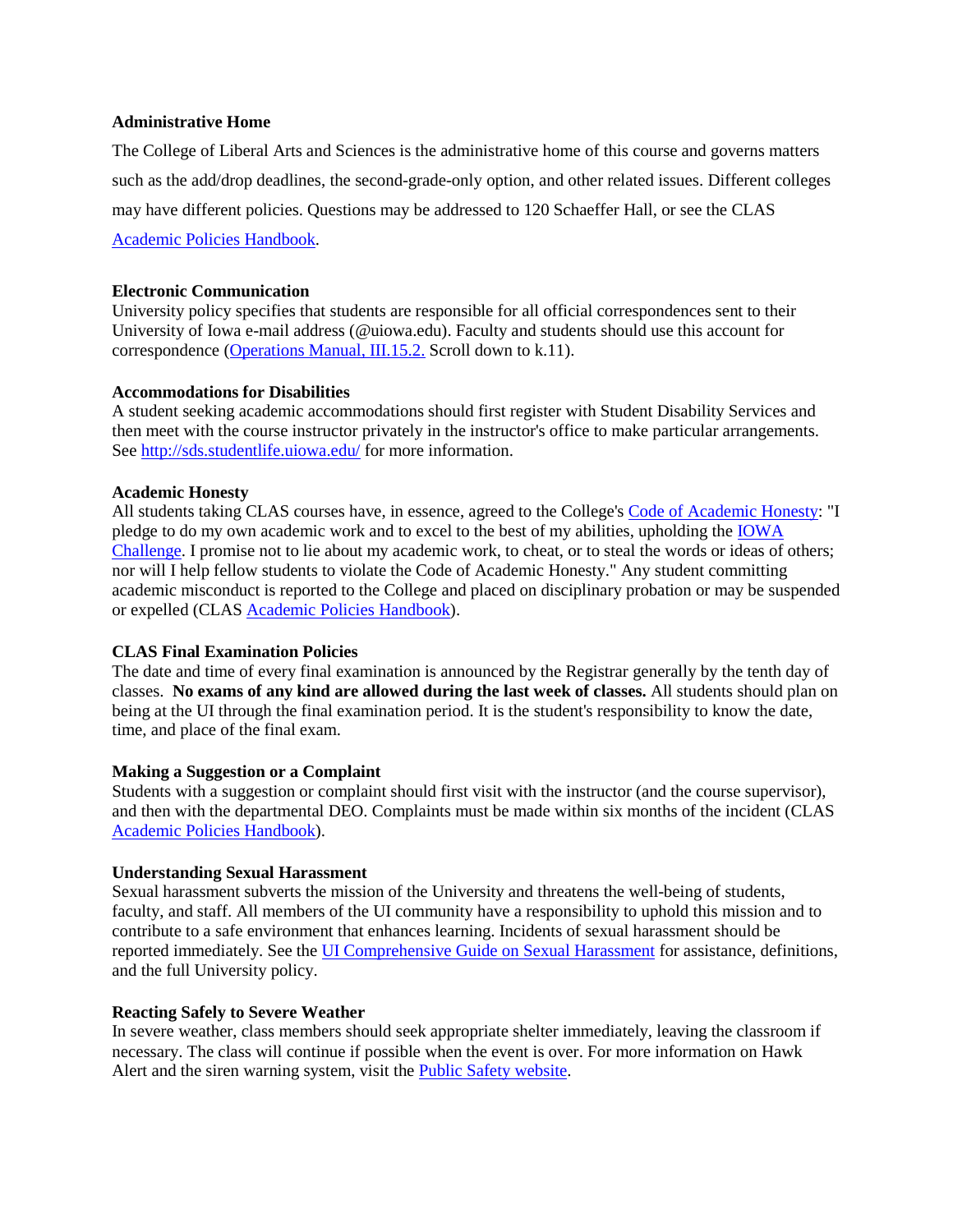**Administrative Home**

The College of Liberal Arts and Sciences is the administrative home of this course and governs matters such as the add/drop deadlines, the second-grade-only option, and other related issues. Different colleges may have different policies. Questions may be addressed to 120 Schaeffer Hall, or see the CLAS Academic Policies Handbook.

**Electronic Communication**

University policy specifies that students are responsible for all official correspondences sent to their University of Iowa e-mail address (@uiowa.edu). Faculty and students should use this account for correspondence (Operations Manual, III.15.2. Scroll down to k.11).

**Accommodations for Disabilities**

A student seeking academic accommodations should first register with Student Disability Services and then meet with the course instructor privately in the instructor's office to make particular arrangements. See http://sds.studentlife.uiowa.edu/ for more information.

**Academic Honesty**

All students taking CLAS courses have, in essence, agreed to the College's Code of Academic Honesty: "I pledge to do my own academic work and to excel to the best of my abilities, upholding the IOWA Challenge. I promise not to lie about my academic work, to cheat, or to steal the words or ideas of others; nor will I help fellow students to violate the Code of Academic Honesty." Any student committing academic misconduct is reported to the College and placed on disciplinary probation or may be suspended or expelled (CLAS Academic Policies Handbook).

**CLAS Final Examination Policies**

The date and time of every final examination is announced by the Registrar generally by the tenth day of classes. **No exams of any kind are allowed during the last week of classes.** All students should plan on being at the UI through the final examination period. It is the student's responsibility to know the date, time, and place of the final exam.

**Making a Suggestion or a Complaint**

Students with a suggestion or complaint should first visit with the instructor (and the course supervisor), and then with the departmental DEO. Complaints must be made within six months of the incident (CLAS Academic Policies Handbook).

**Understanding Sexual Harassment**

Sexual harassment subverts the mission of the University and threatens the well-being of students, faculty, and staff. All members of the UI community have a responsibility to uphold this mission and to contribute to a safe environment that enhances learning. Incidents of sexual harassment should be reported immediately. See the UI Comprehensive Guide on Sexual Harassment for assistance, definitions, and the full University policy.

**Reacting Safely to Severe Weather**

In severe weather, class members should seek appropriate shelter immediately, leaving the classroom if necessary. The class will continue if possible when the event is over. For more information on Hawk Alert and the siren warning system, visit the Public Safety website.